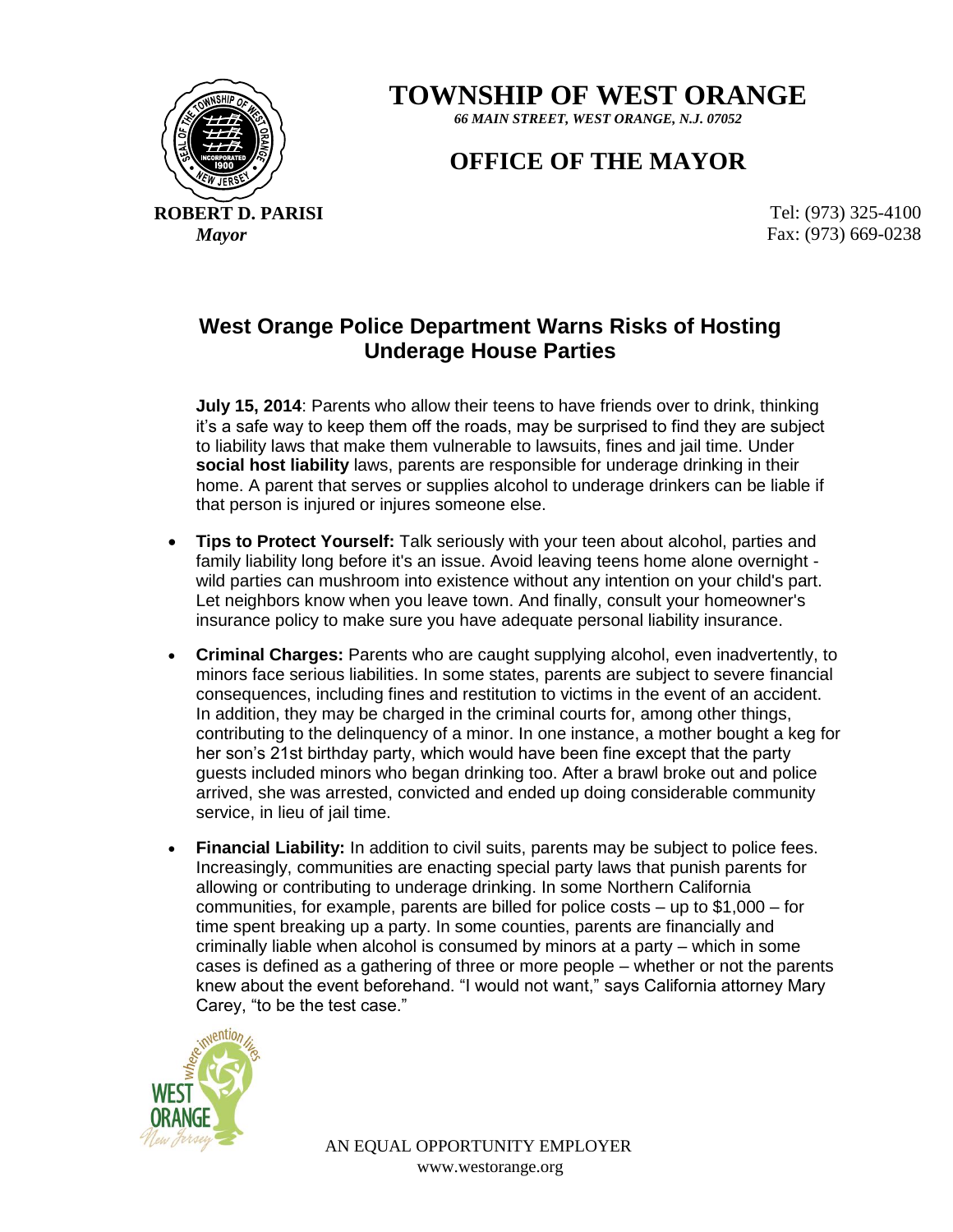# TOWNSHIP OF WEST ORANGE

*66 MAIN STREET, WEST ORANGE, N.J. 07052*

## OFFICE OF THE MAYOR

**ROBERT D. PARISI**
*Mayor*

Tel: (973) 325-4100
Fax: (973) 669-0238

## West Orange Police Department Warns Risks of Hosting Underage House Parties

**July 15, 2014**: Parents who allow their teens to have friends over to drink, thinking it's a safe way to keep them off the roads, may be surprised to find they are subject to liability laws that make them vulnerable to lawsuits, fines and jail time. Under **social host liability** laws, parents are responsible for underage drinking in their home. A parent that serves or supplies alcohol to underage drinkers can be liable if that person is injured or injures someone else.

- **Tips to Protect Yourself:** Talk seriously with your teen about alcohol, parties and family liability long before it's an issue. Avoid leaving teens home alone overnight - wild parties can mushroom into existence without any intention on your child's part. Let neighbors know when you leave town. And finally, consult your homeowner's insurance policy to make sure you have adequate personal liability insurance.

- **Criminal Charges:** Parents who are caught supplying alcohol, even inadvertently, to minors face serious liabilities. In some states, parents are subject to severe financial consequences, including fines and restitution to victims in the event of an accident. In addition, they may be charged in the criminal courts for, among other things, contributing to the delinquency of a minor. In one instance, a mother bought a keg for her son's 21st birthday party, which would have been fine except that the party guests included minors who began drinking too. After a brawl broke out and police arrived, she was arrested, convicted and ended up doing considerable community service, in lieu of jail time.

- **Financial Liability:** In addition to civil suits, parents may be subject to police fees. Increasingly, communities are enacting special party laws that punish parents for allowing or contributing to underage drinking. In some Northern California communities, for example, parents are billed for police costs – up to $1,000 – for time spent breaking up a party. In some counties, parents are financially and criminally liable when alcohol is consumed by minors at a party – which in some cases is defined as a gathering of three or more people – whether or not the parents knew about the event beforehand. "I would not want," says California attorney Mary Carey, "to be the test case."

AN EQUAL OPPORTUNITY EMPLOYER
www.westorange.org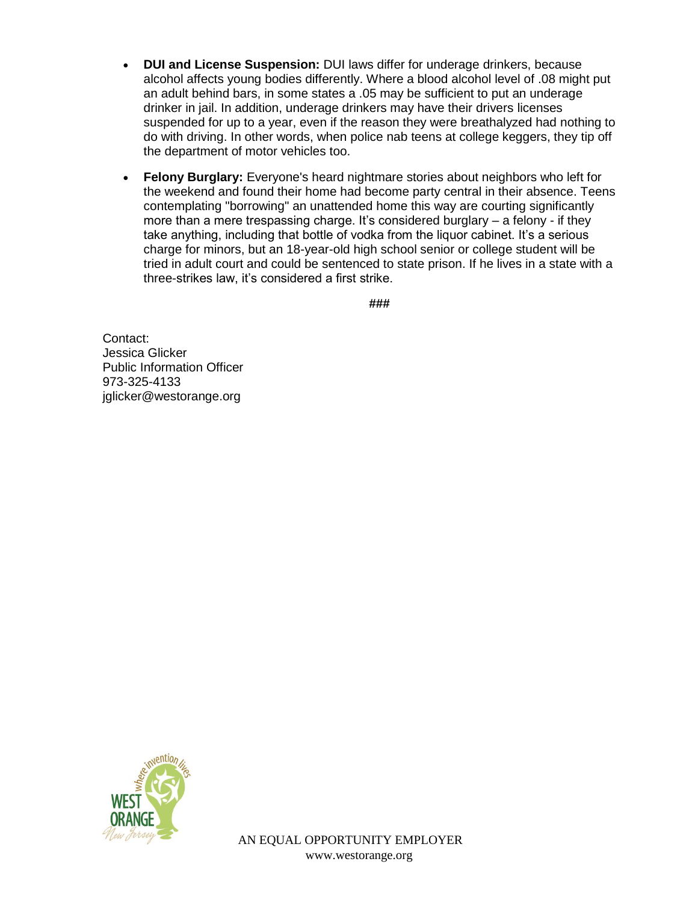- **DUI and License Suspension:** DUI laws differ for underage drinkers, because alcohol affects young bodies differently. Where a blood alcohol level of .08 might put an adult behind bars, in some states a .05 may be sufficient to put an underage drinker in jail. In addition, underage drinkers may have their drivers licenses suspended for up to a year, even if the reason they were breathalyzed had nothing to do with driving. In other words, when police nab teens at college keggers, they tip off the department of motor vehicles too.

- **Felony Burglary:** Everyone's heard nightmare stories about neighbors who left for the weekend and found their home had become party central in their absence. Teens contemplating "borrowing" an unattended home this way are courting significantly more than a mere trespassing charge. It's considered burglary – a felony - if they take anything, including that bottle of vodka from the liquor cabinet. It's a serious charge for minors, but an 18-year-old high school senior or college student will be tried in adult court and could be sentenced to state prison. If he lives in a state with a three-strikes law, it's considered a first strike.

###

Contact:
Jessica Glicker
Public Information Officer
973-325-4133
jglicker@westorange.org

AN EQUAL OPPORTUNITY EMPLOYER
www.westorange.org